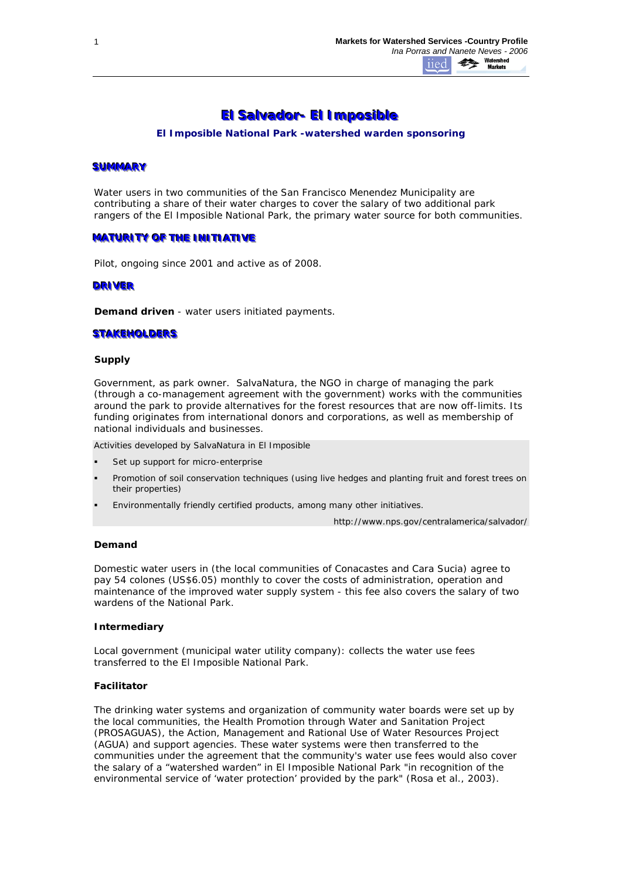# El Salvador- El Imposible

### El Imposible National Park -watershed warden sponsoring

## SUMMARY

Water users in two communities of the San Francisco Menendez Municipality are contributing a share of their water charges to cover the salary of two additional park rangers of the El Imposible National Park, the primary water source for both communities.

## MATURITY OF THE INITIATIVE

Pilot, ongoing since 2001 and active as of 2008.

## DRIVER

**Demand driven** - water users initiated payments.

## STAKEHOLDERS

### Supply

Government, as park owner. SalvaNatura, the NGO in charge of managing the park (through a co-management agreement with the government) works with the communities around the park to provide alternatives for the forest resources that are now off-limits. Its funding originates from international donors and corporations, as well as membership of national individuals and businesses.

Activities developed by SalvaNatura in El Imposible

- Set up support for micro-enterprise
- Promotion of soil conservation techniques (using live hedges and planting fruit and forest trees on their properties)
- Environmentally friendly certified products, among many other initiatives.

http://www.nps.gov/centralamerica/salvador/

### Demand

Domestic water users in (the local communities of Conacastes and Cara Sucia) agree to pay 54 colones (US$6.05) monthly to cover the costs of administration, operation and maintenance of the improved water supply system - this fee also covers the salary of two wardens of the National Park.

### Intermediary

Local government (municipal water utility company): collects the water use fees transferred to the El Imposible National Park.

### Facilitator

The drinking water systems and organization of community water boards were set up by the local communities, the Health Promotion through Water and Sanitation Project (PROSAGUAS), the Action, Management and Rational Use of Water Resources Project (AGUA) and support agencies. These water systems were then transferred to the communities under the agreement that the community's water use fees would also cover the salary of a "watershed warden" in El Imposible National Park "in recognition of the environmental service of 'water protection' provided by the park" (Rosa et al., 2003).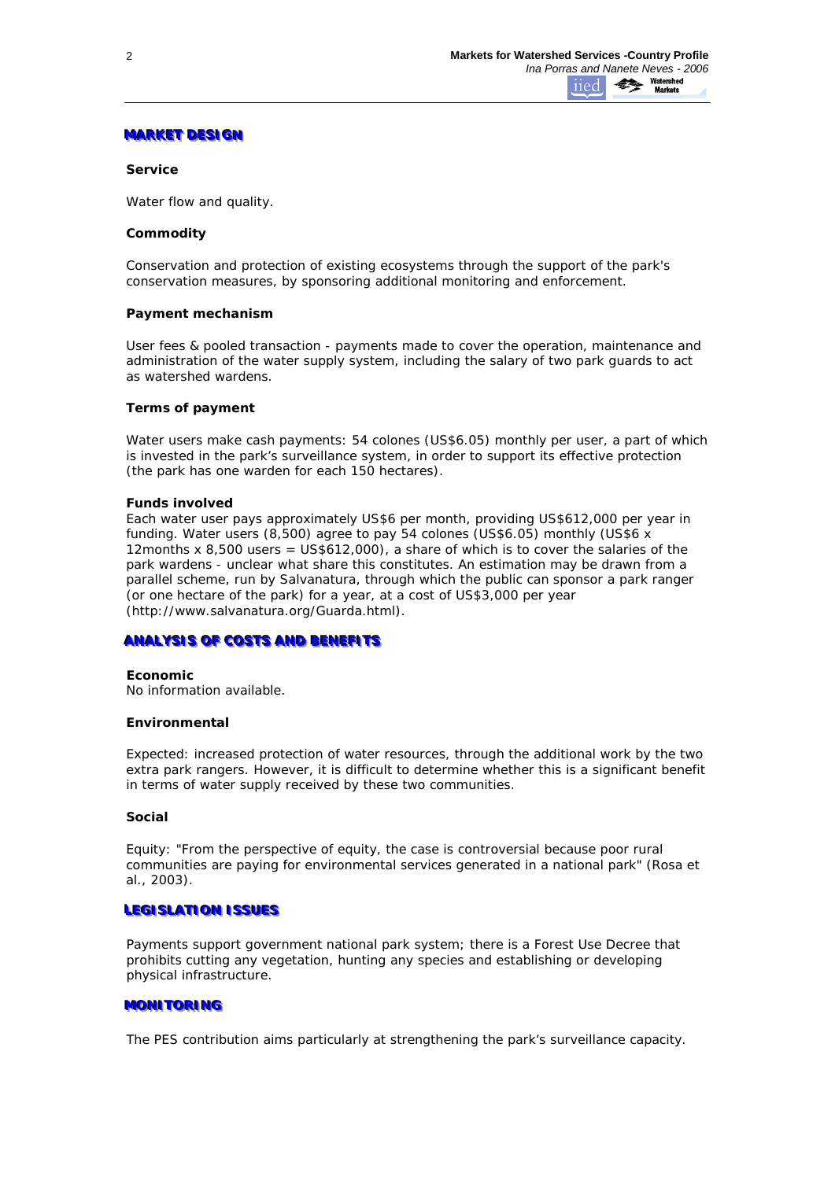## MARKET DESIGN

### Service

Water flow and quality.

### Commodity

Conservation and protection of existing ecosystems through the support of the park's conservation measures, by sponsoring additional monitoring and enforcement.

### Payment mechanism

User fees & pooled transaction - payments made to cover the operation, maintenance and administration of the water supply system, including the salary of two park guards to act as watershed wardens.

### Terms of payment

Water users make cash payments: 54 colones (US$6.05) monthly per user, a part of which is invested in the park's surveillance system, in order to support its effective protection (the park has one warden for each 150 hectares).

### Funds involved

Each water user pays approximately US$6 per month, providing US$612,000 per year in funding. Water users (8,500) agree to pay 54 colones (US$6.05) monthly (US$6 x 12months x 8,500 users = US$612,000), a share of which is to cover the salaries of the park wardens - unclear what share this constitutes. An estimation may be drawn from a parallel scheme, run by Salvanatura, through which the public can sponsor a park ranger (or one hectare of the park) for a year, at a cost of US$3,000 per year (http://www.salvanatura.org/Guarda.html).

## ANALYSIS OF COSTS AND BENEFITS

### Economic

No information available.

### Environmental

Expected: increased protection of water resources, through the additional work by the two extra park rangers. However, it is difficult to determine whether this is a significant benefit in terms of water supply received by these two communities.

### Social

Equity: "From the perspective of equity, the case is controversial because poor rural communities are paying for environmental services generated in a national park" (Rosa et al., 2003).

## LEGISLATION ISSUES

Payments support government national park system; there is a Forest Use Decree that prohibits cutting any vegetation, hunting any species and establishing or developing physical infrastructure.

## MONITORING

The PES contribution aims particularly at strengthening the park's surveillance capacity.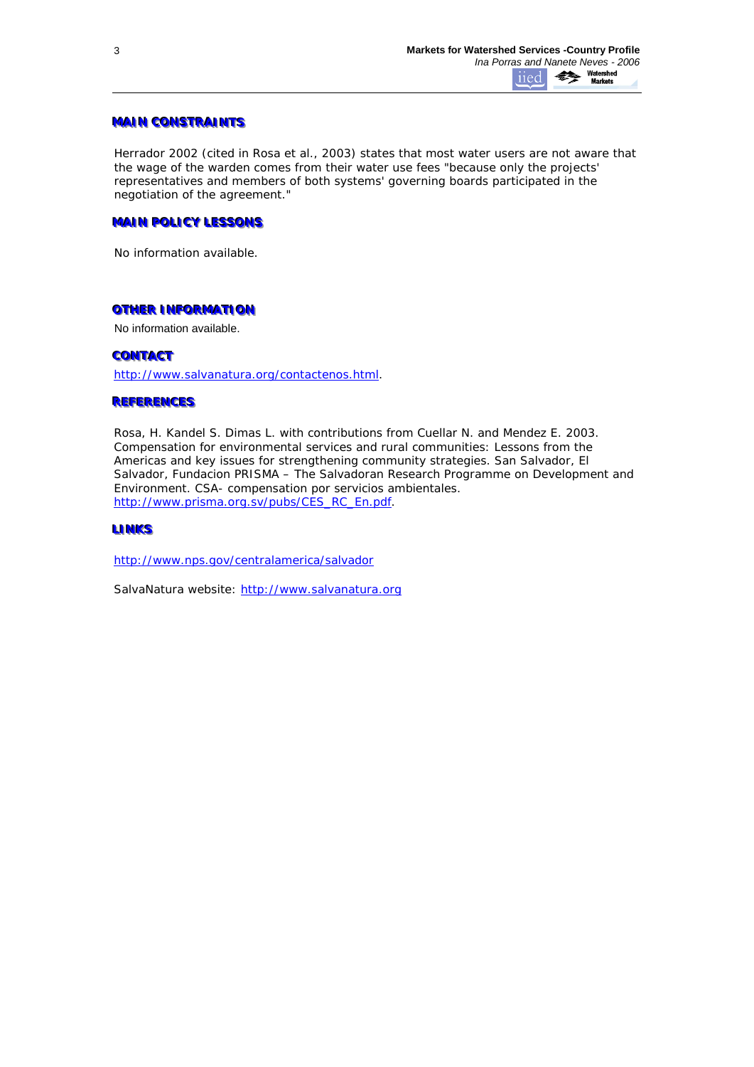## MAIN CONSTRAINTS

Herrador 2002 (cited in Rosa et al., 2003) states that most water users are not aware that the wage of the warden comes from their water use fees "because only the projects' representatives and members of both systems' governing boards participated in the negotiation of the agreement."

## MAIN POLICY LESSONS

No information available.

## OTHER INFORMATION

No information available.

## CONTACT

http://www.salvanatura.org/contactenos.html.

## REFERENCES

Rosa, H. Kandel S. Dimas L. with contributions from Cuellar N. and Mendez E. 2003. Compensation for environmental services and rural communities: Lessons from the Americas and key issues for strengthening community strategies. San Salvador, El Salvador, Fundacion PRISMA – The Salvadoran Research Programme on Development and Environment. CSA- compensation por servicios ambientales. http://www.prisma.org.sv/pubs/CES_RC_En.pdf.

## LINKS

http://www.nps.gov/centralamerica/salvador

SalvaNatura website: http://www.salvanatura.org